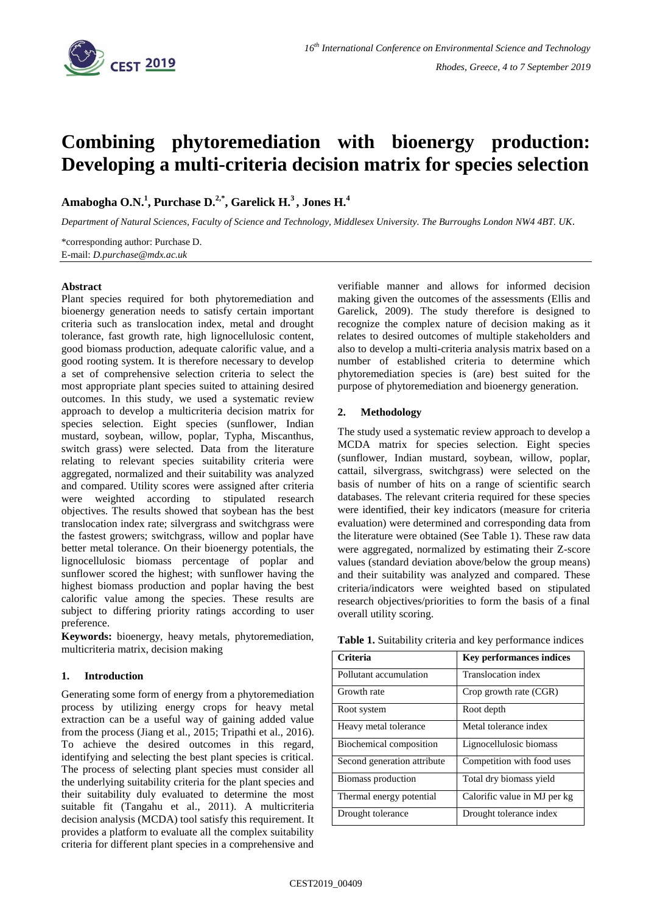# Combining phytoremediation with bioenergy production: Developing a multi-criteria decision matrix for species selection

**Amabogha O.N.[1], Purchase D.[2,*], Garelick H.[3], Jones H.[4]**

*Department of Natural Sciences, Faculty of Science and Technology, Middlesex University. The Burroughs London NW4 4BT. UK.*

*corresponding author: Purchase D.
E-mail: *D.purchase@mdx.ac.uk*

### Abstract

Plant species required for both phytoremediation and bioenergy generation needs to satisfy certain important criteria such as translocation index, metal and drought tolerance, fast growth rate, high lignocellulosic content, good biomass production, adequate calorific value, and a good rooting system. It is therefore necessary to develop a set of comprehensive selection criteria to select the most appropriate plant species suited to attaining desired outcomes. In this study, we used a systematic review approach to develop a multicriteria decision matrix for species selection. Eight species (sunflower, Indian mustard, soybean, willow, poplar, Typha, Miscanthus, switch grass) were selected. Data from the literature relating to relevant species suitability criteria were aggregated, normalized and their suitability was analyzed and compared. Utility scores were assigned after criteria were weighted according to stipulated research objectives. The results showed that soybean has the best translocation index rate; silvergrass and switchgrass were the fastest growers; switchgrass, willow and poplar have better metal tolerance. On their bioenergy potentials, the lignocellulosic biomass percentage of poplar and sunflower scored the highest; with sunflower having the highest biomass production and poplar having the best calorific value among the species. These results are subject to differing priority ratings according to user preference.

**Keywords:** bioenergy, heavy metals, phytoremediation, multicriteria matrix, decision making

## 1. Introduction

Generating some form of energy from a phytoremediation process by utilizing energy crops for heavy metal extraction can be a useful way of gaining added value from the process (Jiang et al., 2015; Tripathi et al., 2016). To achieve the desired outcomes in this regard, identifying and selecting the best plant species is critical. The process of selecting plant species must consider all the underlying suitability criteria for the plant species and their suitability duly evaluated to determine the most suitable fit (Tangahu et al., 2011). A multicriteria decision analysis (MCDA) tool satisfy this requirement. It provides a platform to evaluate all the complex suitability criteria for different plant species in a comprehensive and verifiable manner and allows for informed decision making given the outcomes of the assessments (Ellis and Garelick, 2009). The study therefore is designed to recognize the complex nature of decision making as it relates to desired outcomes of multiple stakeholders and also to develop a multi-criteria analysis matrix based on a number of established criteria to determine which phytoremediation species is (are) best suited for the purpose of phytoremediation and bioenergy generation.

## 2. Methodology

The study used a systematic review approach to develop a MCDA matrix for species selection. Eight species (sunflower, Indian mustard, soybean, willow, poplar, cattail, silvergrass, switchgrass) were selected on the basis of number of hits on a range of scientific search databases. The relevant criteria required for these species were identified, their key indicators (measure for criteria evaluation) were determined and corresponding data from the literature were obtained (See Table 1). These raw data were aggregated, normalized by estimating their Z-score values (standard deviation above/below the group means) and their suitability was analyzed and compared. These criteria/indicators were weighted based on stipulated research objectives/priorities to form the basis of a final overall utility scoring.

**Table 1.** Suitability criteria and key performance indices

| Criteria | Key performances indices |
|---|---|
| Pollutant accumulation | Translocation index |
| Growth rate | Crop growth rate (CGR) |
| Root system | Root depth |
| Heavy metal tolerance | Metal tolerance index |
| Biochemical composition | Lignocellulosic biomass |
| Second generation attribute | Competition with food uses |
| Biomass production | Total dry biomass yield |
| Thermal energy potential | Calorific value in MJ per kg |
| Drought tolerance | Drought tolerance index |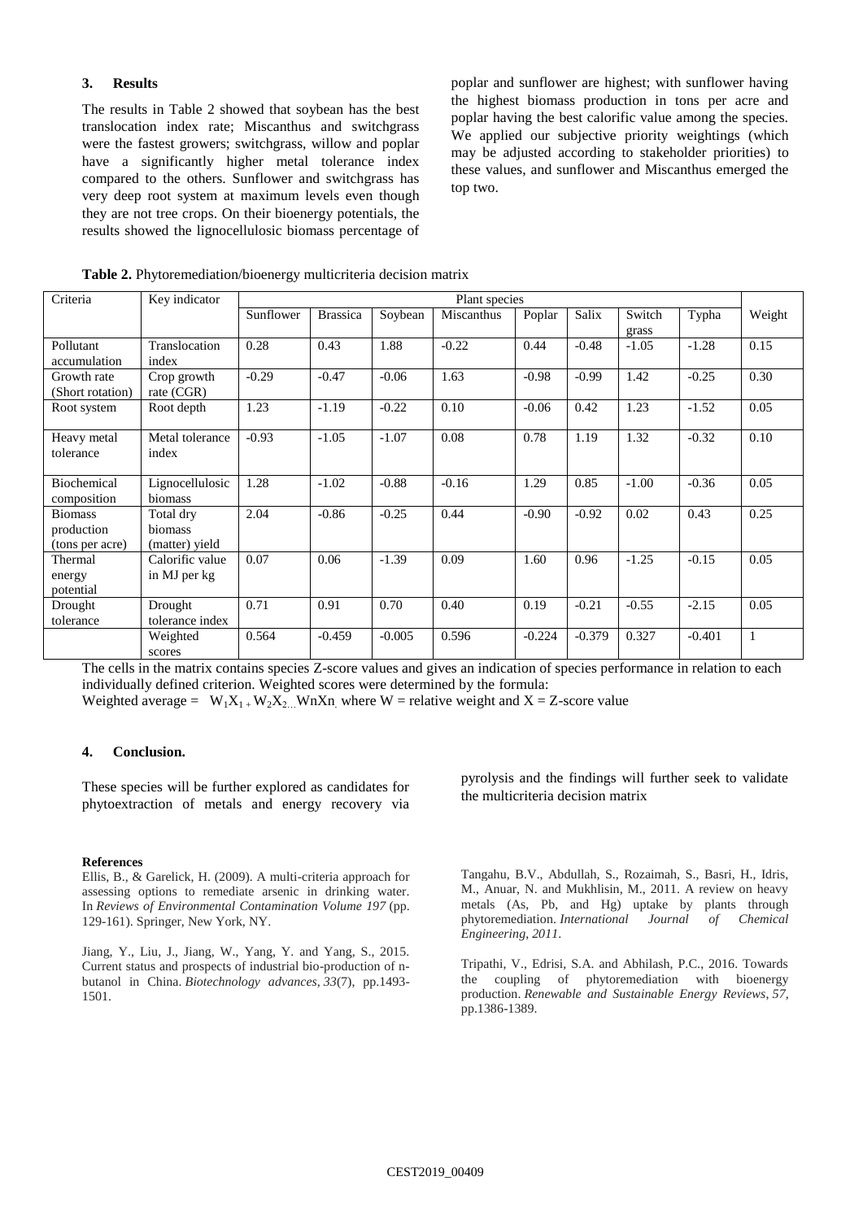## 3. Results

The results in Table 2 showed that soybean has the best translocation index rate; Miscanthus and switchgrass were the fastest growers; switchgrass, willow and poplar have a significantly higher metal tolerance index compared to the others. Sunflower and switchgrass has very deep root system at maximum levels even though they are not tree crops. On their bioenergy potentials, the results showed the lignocellulosic biomass percentage of poplar and sunflower are highest; with sunflower having the highest biomass production in tons per acre and poplar having the best calorific value among the species. We applied our subjective priority weightings (which may be adjusted according to stakeholder priorities) to these values, and sunflower and Miscanthus emerged the top two.

**Table 2.** Phytoremediation/bioenergy multicriteria decision matrix

| Criteria | Key indicator | Plant species | | | | | | | | Weight |
|---|---|---|---|---|---|---|---|---|---|---|
| | | Sunflower | Brassica | Soybean | Miscanthus | Poplar | Salix | Switch grass | Typha | |
| Pollutant accumulation | Translocation index | 0.28 | 0.43 | 1.88 | -0.22 | 0.44 | -0.48 | -1.05 | -1.28 | 0.15 |
| Growth rate (Short rotation) | Crop growth rate (CGR) | -0.29 | -0.47 | -0.06 | 1.63 | -0.98 | -0.99 | 1.42 | -0.25 | 0.30 |
| Root system | Root depth | 1.23 | -1.19 | -0.22 | 0.10 | -0.06 | 0.42 | 1.23 | -1.52 | 0.05 |
| Heavy metal tolerance | Metal tolerance index | -0.93 | -1.05 | -1.07 | 0.08 | 0.78 | 1.19 | 1.32 | -0.32 | 0.10 |
| Biochemical composition | Lignocellulosic biomass | 1.28 | -1.02 | -0.88 | -0.16 | 1.29 | 0.85 | -1.00 | -0.36 | 0.05 |
| Biomass production (tons per acre) | Total dry biomass (matter) yield | 2.04 | -0.86 | -0.25 | 0.44 | -0.90 | -0.92 | 0.02 | 0.43 | 0.25 |
| Thermal energy potential | Calorific value in MJ per kg | 0.07 | 0.06 | -1.39 | 0.09 | 1.60 | 0.96 | -1.25 | -0.15 | 0.05 |
| Drought tolerance | Drought tolerance index | 0.71 | 0.91 | 0.70 | 0.40 | 0.19 | -0.21 | -0.55 | -2.15 | 0.05 |
| | Weighted scores | 0.564 | -0.459 | -0.005 | 0.596 | -0.224 | -0.379 | 0.327 | -0.401 | 1 |

The cells in the matrix contains species Z-score values and gives an indication of species performance in relation to each individually defined criterion. Weighted scores were determined by the formula:

Weighted average = $W_1X_1 + W_2X_2 \ldots WnXn$ where W = relative weight and X = Z-score value

## 4. Conclusion.

These species will be further explored as candidates for phytoextraction of metals and energy recovery via pyrolysis and the findings will further seek to validate the multicriteria decision matrix

### References

Ellis, B., & Garelick, H. (2009). A multi-criteria approach for assessing options to remediate arsenic in drinking water. In *Reviews of Environmental Contamination Volume 197* (pp. 129-161). Springer, New York, NY.

Jiang, Y., Liu, J., Jiang, W., Yang, Y. and Yang, S., 2015. Current status and prospects of industrial bio-production of n-butanol in China. *Biotechnology advances*, *33*(7), pp.1493-1501.

Tangahu, B.V., Abdullah, S., Rozaimah, S., Basri, H., Idris, M., Anuar, N. and Mukhlisin, M., 2011. A review on heavy metals (As, Pb, and Hg) uptake by plants through phytoremediation. *International Journal of Chemical Engineering*, *2011*.

Tripathi, V., Edrisi, S.A. and Abhilash, P.C., 2016. Towards the coupling of phytoremediation with bioenergy production. *Renewable and Sustainable Energy Reviews*, *57*, pp.1386-1389.